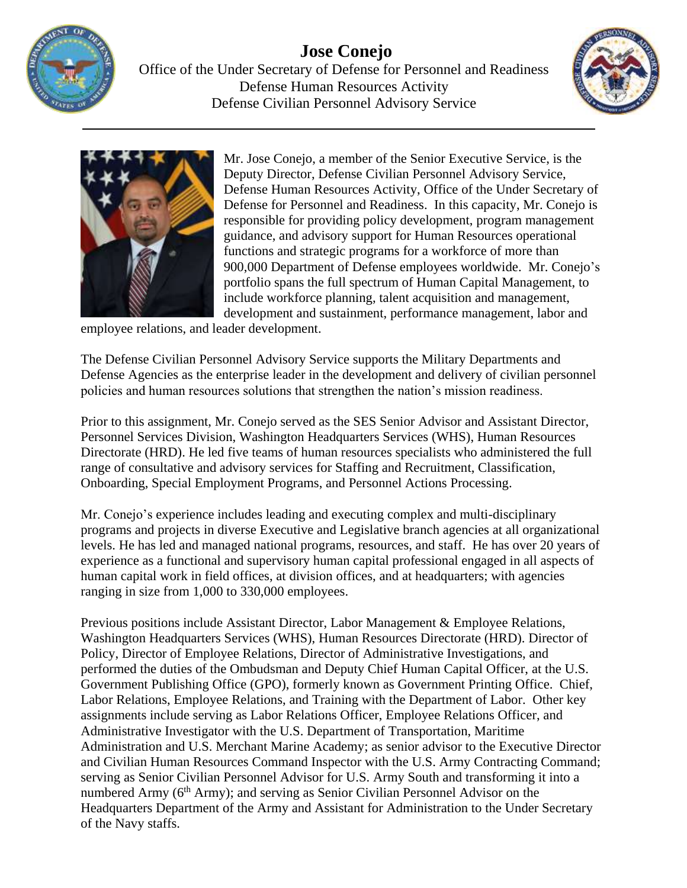# Jose Conejo

Office of the Under Secretary of Defense for Personnel and Readiness
Defense Human Resources Activity
Defense Civilian Personnel Advisory Service

---

Mr. Jose Conejo, a member of the Senior Executive Service, is the Deputy Director, Defense Civilian Personnel Advisory Service, Defense Human Resources Activity, Office of the Under Secretary of Defense for Personnel and Readiness. In this capacity, Mr. Conejo is responsible for providing policy development, program management guidance, and advisory support for Human Resources operational functions and strategic programs for a workforce of more than 900,000 Department of Defense employees worldwide. Mr. Conejo's portfolio spans the full spectrum of Human Capital Management, to include workforce planning, talent acquisition and management, development and sustainment, performance management, labor and employee relations, and leader development.

The Defense Civilian Personnel Advisory Service supports the Military Departments and Defense Agencies as the enterprise leader in the development and delivery of civilian personnel policies and human resources solutions that strengthen the nation's mission readiness.

Prior to this assignment, Mr. Conejo served as the SES Senior Advisor and Assistant Director, Personnel Services Division, Washington Headquarters Services (WHS), Human Resources Directorate (HRD). He led five teams of human resources specialists who administered the full range of consultative and advisory services for Staffing and Recruitment, Classification, Onboarding, Special Employment Programs, and Personnel Actions Processing.

Mr. Conejo's experience includes leading and executing complex and multi-disciplinary programs and projects in diverse Executive and Legislative branch agencies at all organizational levels. He has led and managed national programs, resources, and staff. He has over 20 years of experience as a functional and supervisory human capital professional engaged in all aspects of human capital work in field offices, at division offices, and at headquarters; with agencies ranging in size from 1,000 to 330,000 employees.

Previous positions include Assistant Director, Labor Management & Employee Relations, Washington Headquarters Services (WHS), Human Resources Directorate (HRD). Director of Policy, Director of Employee Relations, Director of Administrative Investigations, and performed the duties of the Ombudsman and Deputy Chief Human Capital Officer, at the U.S. Government Publishing Office (GPO), formerly known as Government Printing Office. Chief, Labor Relations, Employee Relations, and Training with the Department of Labor. Other key assignments include serving as Labor Relations Officer, Employee Relations Officer, and Administrative Investigator with the U.S. Department of Transportation, Maritime Administration and U.S. Merchant Marine Academy; as senior advisor to the Executive Director and Civilian Human Resources Command Inspector with the U.S. Army Contracting Command; serving as Senior Civilian Personnel Advisor for U.S. Army South and transforming it into a numbered Army (6th Army); and serving as Senior Civilian Personnel Advisor on the Headquarters Department of the Army and Assistant for Administration to the Under Secretary of the Navy staffs.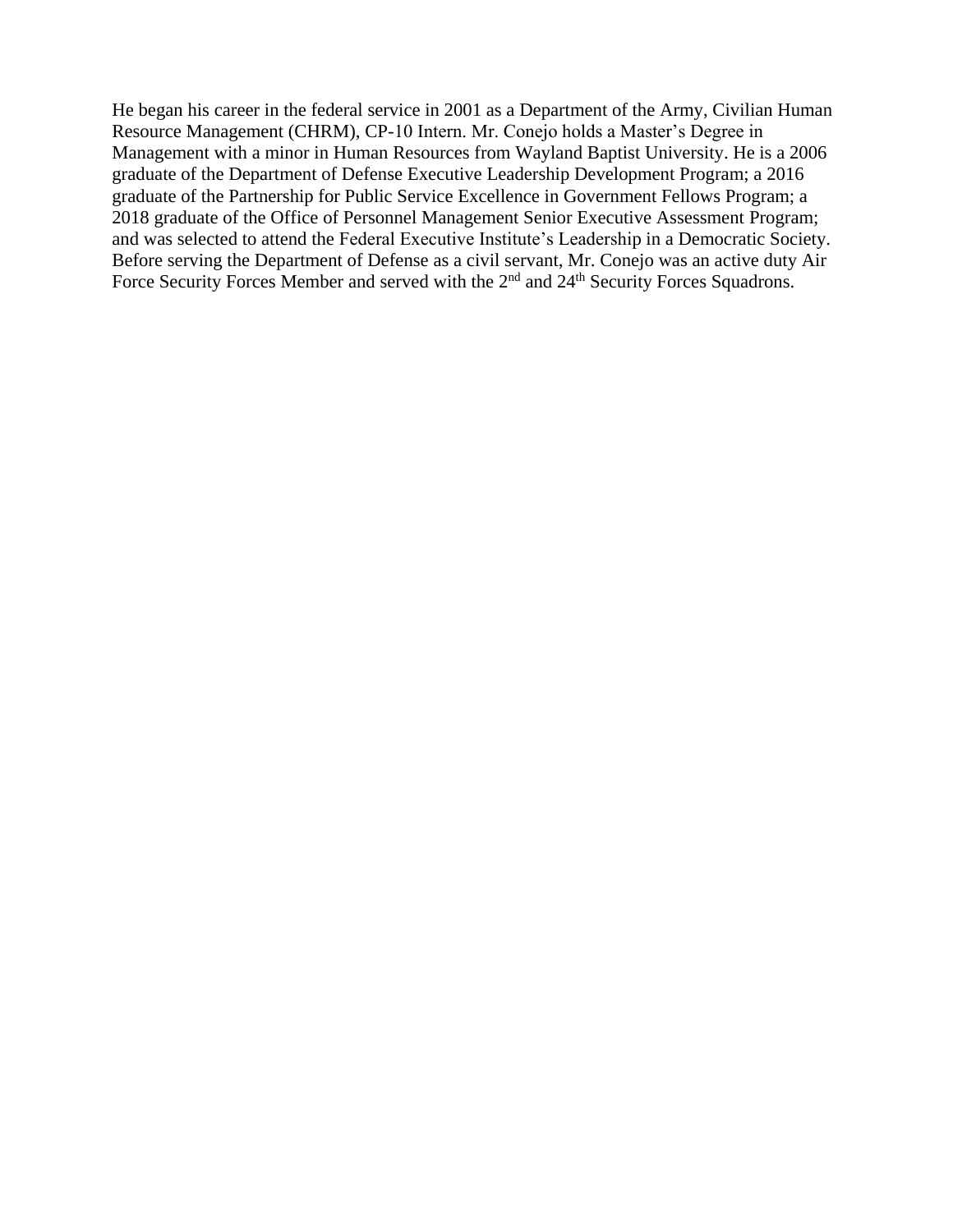He began his career in the federal service in 2001 as a Department of the Army, Civilian Human Resource Management (CHRM), CP-10 Intern. Mr. Conejo holds a Master's Degree in Management with a minor in Human Resources from Wayland Baptist University. He is a 2006 graduate of the Department of Defense Executive Leadership Development Program; a 2016 graduate of the Partnership for Public Service Excellence in Government Fellows Program; a 2018 graduate of the Office of Personnel Management Senior Executive Assessment Program; and was selected to attend the Federal Executive Institute's Leadership in a Democratic Society. Before serving the Department of Defense as a civil servant, Mr. Conejo was an active duty Air Force Security Forces Member and served with the 2nd and 24th Security Forces Squadrons.